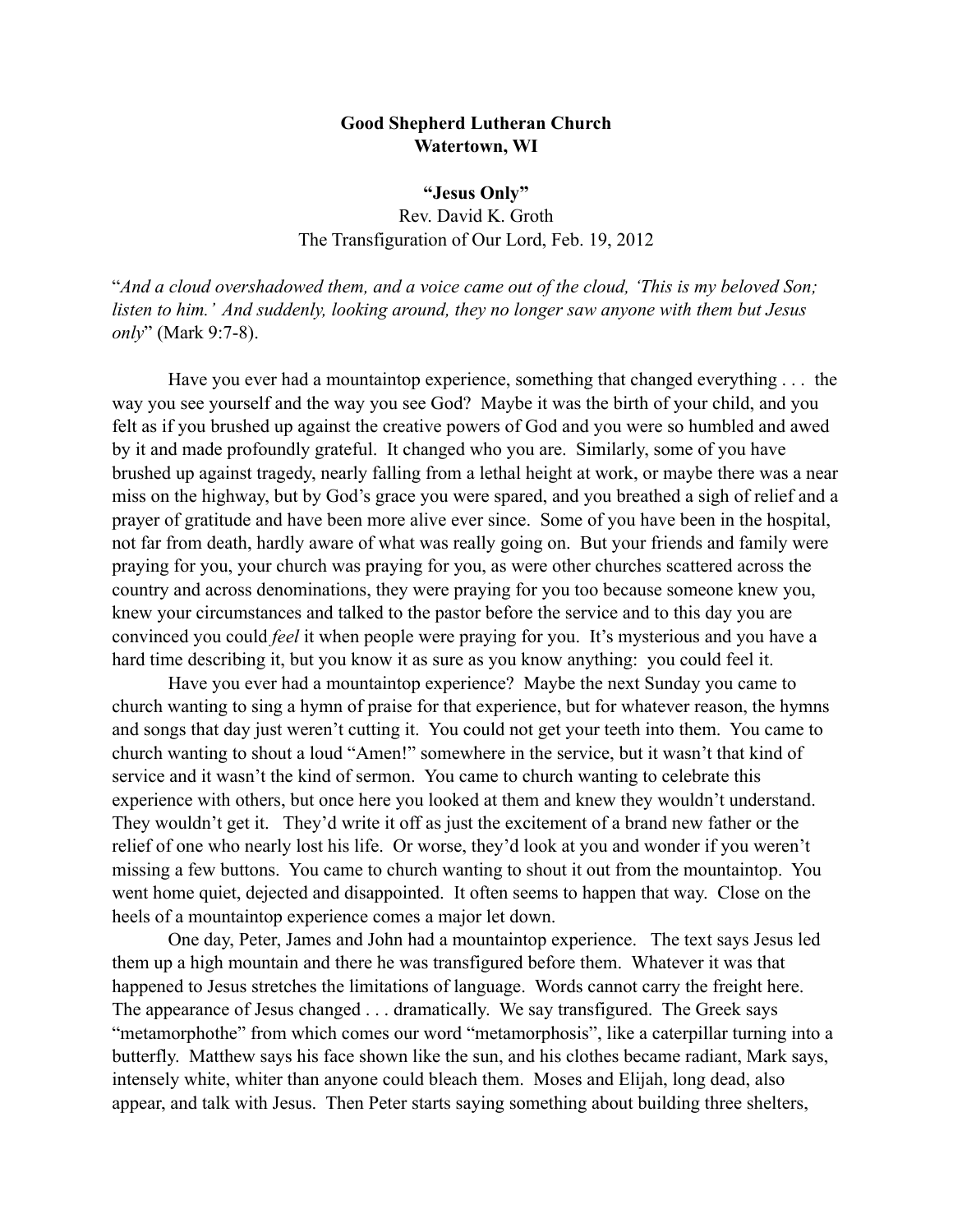**Good Shepherd Lutheran Church**
**Watertown, WI**

**"Jesus Only"**
Rev. David K. Groth
The Transfiguration of Our Lord, Feb. 19, 2012

"*And a cloud overshadowed them, and a voice came out of the cloud, 'This is my beloved Son; listen to him.' And suddenly, looking around, they no longer saw anyone with them but Jesus only*" (Mark 9:7-8).

Have you ever had a mountaintop experience, something that changed everything . . . the way you see yourself and the way you see God? Maybe it was the birth of your child, and you felt as if you brushed up against the creative powers of God and you were so humbled and awed by it and made profoundly grateful. It changed who you are. Similarly, some of you have brushed up against tragedy, nearly falling from a lethal height at work, or maybe there was a near miss on the highway, but by God's grace you were spared, and you breathed a sigh of relief and a prayer of gratitude and have been more alive ever since. Some of you have been in the hospital, not far from death, hardly aware of what was really going on. But your friends and family were praying for you, your church was praying for you, as were other churches scattered across the country and across denominations, they were praying for you too because someone knew you, knew your circumstances and talked to the pastor before the service and to this day you are convinced you could *feel* it when people were praying for you. It's mysterious and you have a hard time describing it, but you know it as sure as you know anything: you could feel it.

Have you ever had a mountaintop experience? Maybe the next Sunday you came to church wanting to sing a hymn of praise for that experience, but for whatever reason, the hymns and songs that day just weren't cutting it. You could not get your teeth into them. You came to church wanting to shout a loud "Amen!" somewhere in the service, but it wasn't that kind of service and it wasn't the kind of sermon. You came to church wanting to celebrate this experience with others, but once here you looked at them and knew they wouldn't understand. They wouldn't get it. They'd write it off as just the excitement of a brand new father or the relief of one who nearly lost his life. Or worse, they'd look at you and wonder if you weren't missing a few buttons. You came to church wanting to shout it out from the mountaintop. You went home quiet, dejected and disappointed. It often seems to happen that way. Close on the heels of a mountaintop experience comes a major let down.

One day, Peter, James and John had a mountaintop experience. The text says Jesus led them up a high mountain and there he was transfigured before them. Whatever it was that happened to Jesus stretches the limitations of language. Words cannot carry the freight here. The appearance of Jesus changed . . . dramatically. We say transfigured. The Greek says "metamorphothe" from which comes our word "metamorphosis", like a caterpillar turning into a butterfly. Matthew says his face shown like the sun, and his clothes became radiant, Mark says, intensely white, whiter than anyone could bleach them. Moses and Elijah, long dead, also appear, and talk with Jesus. Then Peter starts saying something about building three shelters,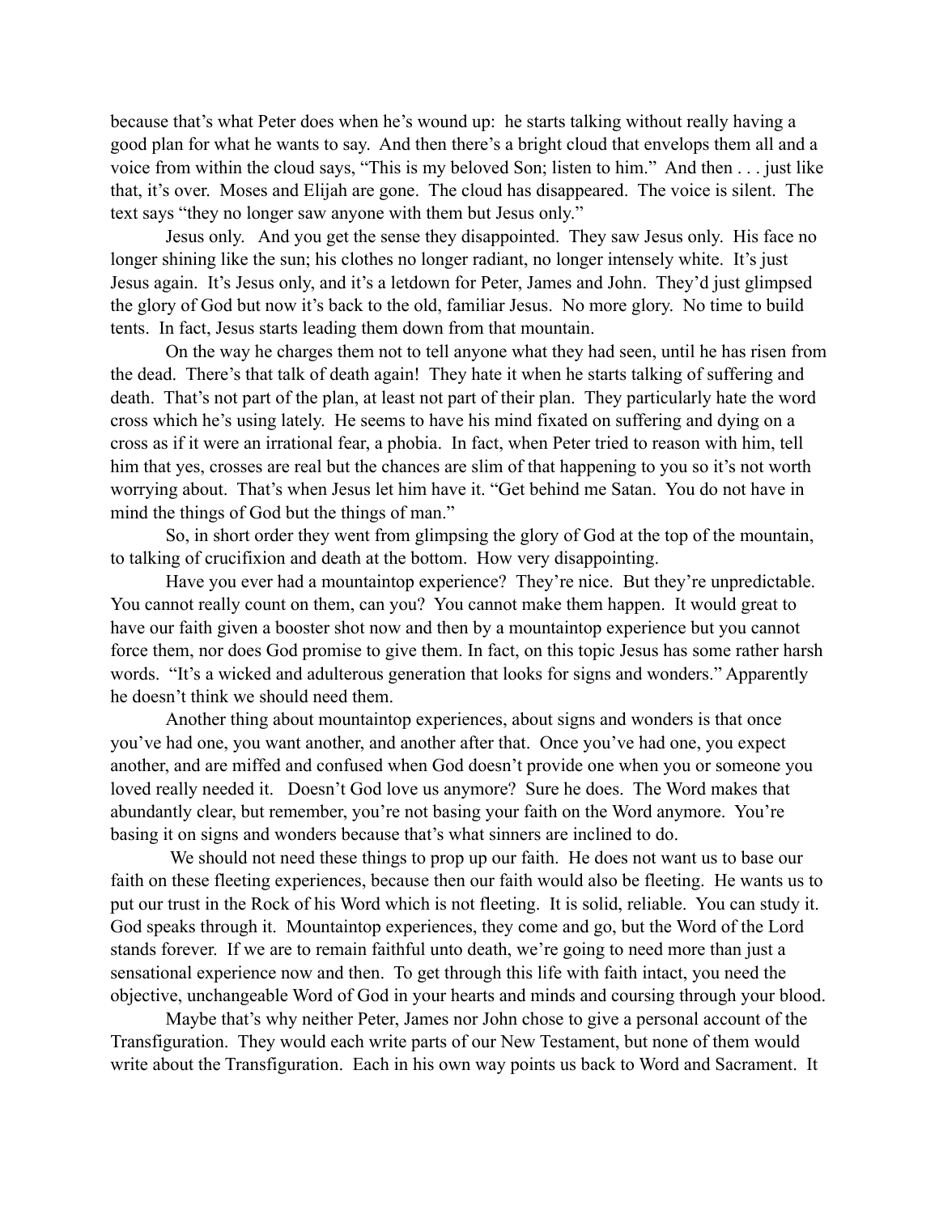because that's what Peter does when he's wound up: he starts talking without really having a good plan for what he wants to say. And then there's a bright cloud that envelops them all and a voice from within the cloud says, "This is my beloved Son; listen to him." And then . . . just like that, it's over. Moses and Elijah are gone. The cloud has disappeared. The voice is silent. The text says "they no longer saw anyone with them but Jesus only."

Jesus only. And you get the sense they disappointed. They saw Jesus only. His face no longer shining like the sun; his clothes no longer radiant, no longer intensely white. It's just Jesus again. It's Jesus only, and it's a letdown for Peter, James and John. They'd just glimpsed the glory of God but now it's back to the old, familiar Jesus. No more glory. No time to build tents. In fact, Jesus starts leading them down from that mountain.

On the way he charges them not to tell anyone what they had seen, until he has risen from the dead. There's that talk of death again! They hate it when he starts talking of suffering and death. That's not part of the plan, at least not part of their plan. They particularly hate the word cross which he's using lately. He seems to have his mind fixated on suffering and dying on a cross as if it were an irrational fear, a phobia. In fact, when Peter tried to reason with him, tell him that yes, crosses are real but the chances are slim of that happening to you so it's not worth worrying about. That's when Jesus let him have it. "Get behind me Satan. You do not have in mind the things of God but the things of man."

So, in short order they went from glimpsing the glory of God at the top of the mountain, to talking of crucifixion and death at the bottom. How very disappointing.

Have you ever had a mountaintop experience? They're nice. But they're unpredictable. You cannot really count on them, can you? You cannot make them happen. It would great to have our faith given a booster shot now and then by a mountaintop experience but you cannot force them, nor does God promise to give them. In fact, on this topic Jesus has some rather harsh words. "It's a wicked and adulterous generation that looks for signs and wonders." Apparently he doesn't think we should need them.

Another thing about mountaintop experiences, about signs and wonders is that once you've had one, you want another, and another after that. Once you've had one, you expect another, and are miffed and confused when God doesn't provide one when you or someone you loved really needed it. Doesn't God love us anymore? Sure he does. The Word makes that abundantly clear, but remember, you're not basing your faith on the Word anymore. You're basing it on signs and wonders because that's what sinners are inclined to do.

We should not need these things to prop up our faith. He does not want us to base our faith on these fleeting experiences, because then our faith would also be fleeting. He wants us to put our trust in the Rock of his Word which is not fleeting. It is solid, reliable. You can study it. God speaks through it. Mountaintop experiences, they come and go, but the Word of the Lord stands forever. If we are to remain faithful unto death, we're going to need more than just a sensational experience now and then. To get through this life with faith intact, you need the objective, unchangeable Word of God in your hearts and minds and coursing through your blood.

Maybe that's why neither Peter, James nor John chose to give a personal account of the Transfiguration. They would each write parts of our New Testament, but none of them would write about the Transfiguration. Each in his own way points us back to Word and Sacrament. It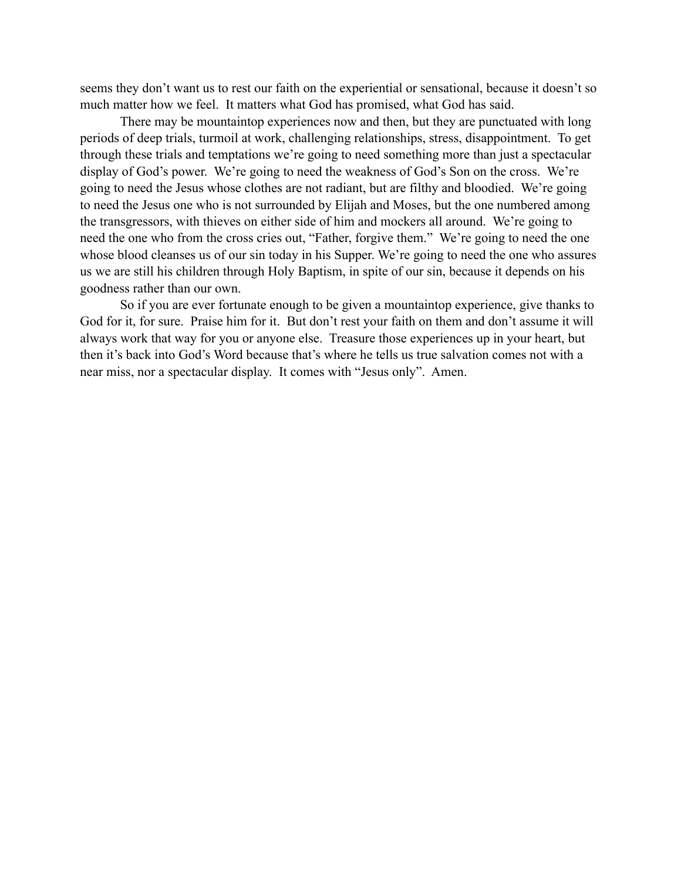seems they don't want us to rest our faith on the experiential or sensational, because it doesn't so much matter how we feel. It matters what God has promised, what God has said.

There may be mountaintop experiences now and then, but they are punctuated with long periods of deep trials, turmoil at work, challenging relationships, stress, disappointment. To get through these trials and temptations we're going to need something more than just a spectacular display of God's power. We're going to need the weakness of God's Son on the cross. We're going to need the Jesus whose clothes are not radiant, but are filthy and bloodied. We're going to need the Jesus one who is not surrounded by Elijah and Moses, but the one numbered among the transgressors, with thieves on either side of him and mockers all around. We're going to need the one who from the cross cries out, "Father, forgive them." We're going to need the one whose blood cleanses us of our sin today in his Supper. We're going to need the one who assures us we are still his children through Holy Baptism, in spite of our sin, because it depends on his goodness rather than our own.

So if you are ever fortunate enough to be given a mountaintop experience, give thanks to God for it, for sure. Praise him for it. But don't rest your faith on them and don't assume it will always work that way for you or anyone else. Treasure those experiences up in your heart, but then it's back into God's Word because that's where he tells us true salvation comes not with a near miss, nor a spectacular display. It comes with "Jesus only". Amen.